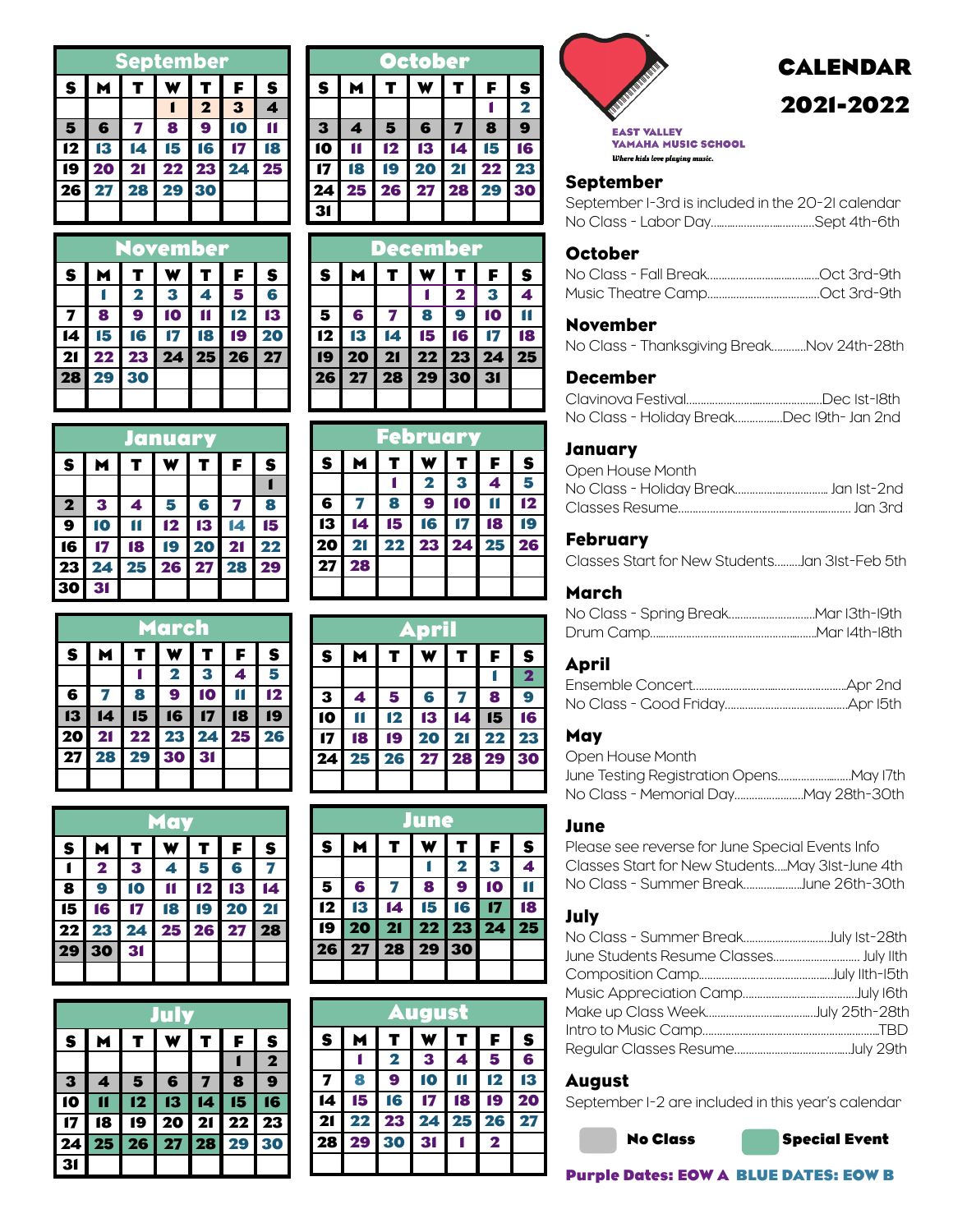# CALENDAR 2021-2022

EAST VALLEY YAMAHA MUSIC SCHOOL

*Where kids love playing music.*

### September

| S | M | T | W | T | F | S |
|---|---|---|---|---|---|---|
| | | | 1 | 2 | 3 | 4 |
| 5 | 6 | 7 | 8 | 9 | 10 | 11 |
| 12 | 13 | 14 | 15 | 16 | 17 | 18 |
| 19 | 20 | 21 | 22 | 23 | 24 | 25 |
| 26 | 27 | 28 | 29 | 30 | | |

### October

| S | M | T | W | T | F | S |
|---|---|---|---|---|---|---|
| | | | | | 1 | 2 |
| 3 | 4 | 5 | 6 | 7 | 8 | 9 |
| 10 | 11 | 12 | 13 | 14 | 15 | 16 |
| 17 | 18 | 19 | 20 | 21 | 22 | 23 |
| 24 | 25 | 26 | 27 | 28 | 29 | 30 |
| 31 | | | | | | |

### November

| S | M | T | W | T | F | S |
|---|---|---|---|---|---|---|
| | 1 | 2 | 3 | 4 | 5 | 6 |
| 7 | 8 | 9 | 10 | 11 | 12 | 13 |
| 14 | 15 | 16 | 17 | 18 | 19 | 20 |
| 21 | 22 | 23 | 24 | 25 | 26 | 27 |
| 28 | 29 | 30 | | | | |

### December

| S | M | T | W | T | F | S |
|---|---|---|---|---|---|---|
| | | | 1 | 2 | 3 | 4 |
| 5 | 6 | 7 | 8 | 9 | 10 | 11 |
| 12 | 13 | 14 | 15 | 16 | 17 | 18 |
| 19 | 20 | 21 | 22 | 23 | 24 | 25 |
| 26 | 27 | 28 | 29 | 30 | 31 | |

### January

| S | M | T | W | T | F | S |
|---|---|---|---|---|---|---|
| | | | | | | 1 |
| 2 | 3 | 4 | 5 | 6 | 7 | 8 |
| 9 | 10 | 11 | 12 | 13 | 14 | 15 |
| 16 | 17 | 18 | 19 | 20 | 21 | 22 |
| 23 | 24 | 25 | 26 | 27 | 28 | 29 |
| 30 | 31 | | | | | |

### February

| S | M | T | W | T | F | S |
|---|---|---|---|---|---|---|
| | | 1 | 2 | 3 | 4 | 5 |
| 6 | 7 | 8 | 9 | 10 | 11 | 12 |
| 13 | 14 | 15 | 16 | 17 | 18 | 19 |
| 20 | 21 | 22 | 23 | 24 | 25 | 26 |
| 27 | 28 | | | | | |

### March

| S | M | T | W | T | F | S |
|---|---|---|---|---|---|---|
| | | 1 | 2 | 3 | 4 | 5 |
| 6 | 7 | 8 | 9 | 10 | 11 | 12 |
| 13 | 14 | 15 | 16 | 17 | 18 | 19 |
| 20 | 21 | 22 | 23 | 24 | 25 | 26 |
| 27 | 28 | 29 | 30 | 31 | | |

### April

| S | M | T | W | T | F | S |
|---|---|---|---|---|---|---|
| | | | | | 1 | 2 |
| 3 | 4 | 5 | 6 | 7 | 8 | 9 |
| 10 | 11 | 12 | 13 | 14 | 15 | 16 |
| 17 | 18 | 19 | 20 | 21 | 22 | 23 |
| 24 | 25 | 26 | 27 | 28 | 29 | 30 |

### May

| S | M | T | W | T | F | S |
|---|---|---|---|---|---|---|
| 1 | 2 | 3 | 4 | 5 | 6 | 7 |
| 8 | 9 | 10 | 11 | 12 | 13 | 14 |
| 15 | 16 | 17 | 18 | 19 | 20 | 21 |
| 22 | 23 | 24 | 25 | 26 | 27 | 28 |
| 29 | 30 | 31 | | | | |

### June

| S | M | T | W | T | F | S |
|---|---|---|---|---|---|---|
| | | | 1 | 2 | 3 | 4 |
| 5 | 6 | 7 | 8 | 9 | 10 | 11 |
| 12 | 13 | 14 | 15 | 16 | 17 | 18 |
| 19 | 20 | 21 | 22 | 23 | 24 | 25 |
| 26 | 27 | 28 | 29 | 30 | | |

### July

| S | M | T | W | T | F | S |
|---|---|---|---|---|---|---|
| | | | | | 1 | 2 |
| 3 | 4 | 5 | 6 | 7 | 8 | 9 |
| 10 | 11 | 12 | 13 | 14 | 15 | 16 |
| 17 | 18 | 19 | 20 | 21 | 22 | 23 |
| 24 | 25 | 26 | 27 | 28 | 29 | 30 |
| 31 | | | | | | |

### August

| S | M | T | W | T | F | S |
|---|---|---|---|---|---|---|
| | 1 | 2 | 3 | 4 | 5 | 6 |
| 7 | 8 | 9 | 10 | 11 | 12 | 13 |
| 14 | 15 | 16 | 17 | 18 | 19 | 20 |
| 21 | 22 | 23 | 24 | 25 | 26 | 27 |
| 28 | 29 | 30 | 31 | 1 | 2 | |

## September
September 1-3rd is included in the 20-21 calendar
No Class - Labor Day....................Sept 4th-6th

## October
No Class - Fall Break....................Oct 3rd-9th
Music Theatre Camp....................Oct 3rd-9th

## November
No Class - Thanksgiving Break............Nov 24th-28th

## December
Clavinova Festival....................Dec 1st-18th
No Class - Holiday Break................Dec 19th- Jan 2nd

## January
Open House Month
No Class - Holiday Break.................... Jan 1st-2nd
Classes Resume.................... Jan 3rd

## February
Classes Start for New Students.........Jan 31st-Feb 5th

## March
No Class - Spring Break....................Mar 13th-19th
Drum Camp....................Mar 14th-18th

## April
Ensemble Concert....................Apr 2nd
No Class - Good Friday....................Apr 15th

## May
Open House Month
June Testing Registration Opens....................May 17th
No Class - Memorial Day....................May 28th-30th

## June
Please see reverse for June Special Events Info
Classes Start for New Students....May 31st-June 4th
No Class - Summer Break....................June 26th-30th

## July
No Class - Summer Break....................July 1st-28th
June Students Resume Classes.................... July 11th
Composition Camp....................July 11th-15th
Music Appreciation Camp....................July 16th
Make up Class Week....................July 25th-28th
Intro to Music Camp....................TBD
Regular Classes Resume....................July 29th

## August
September 1-2 are included in this year's calendar

**No Class** **Special Event**

**Purple Dates: EOW A** **BLUE DATES: EOW B**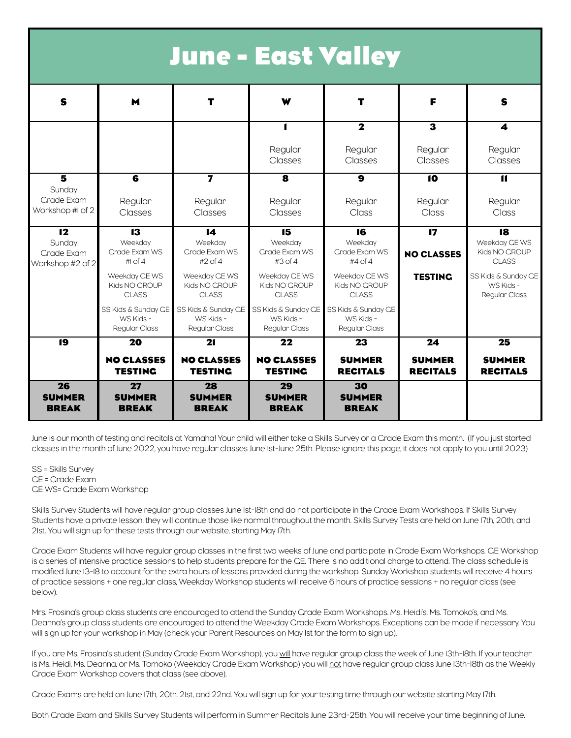# June - East Valley

| S | M | T | W | T | F | S |
|---|---|---|---|---|---|---|
| | | | **1** Regular Classes | **2** Regular Classes | **3** Regular Classes | **4** Regular Classes |
| **5** Sunday Grade Exam Workshop #1 of 2 | **6** Regular Classes | **7** Regular Classes | **8** Regular Classes | **9** Regular Class | **10** Regular Class | **11** Regular Class |
| **12** Sunday Grade Exam Workshop #2 of 2 | **13** Weekday Grade Exam WS #1 of 4<br>Weekday GE WS Kids NO GROUP CLASS<br>SS Kids & Sunday GE WS Kids - Regular Class | **14** Weekday Grade Exam WS #2 of 4<br>Weekday GE WS Kids NO GROUP CLASS<br>SS Kids & Sunday GE WS Kids - Regular Class | **15** Weekday Grade Exam WS #3 of 4<br>Weekday GE WS Kids NO GROUP CLASS<br>SS Kids & Sunday GE WS Kids - Regular Class | **16** Weekday Grade Exam WS #4 of 4<br>Weekday GE WS Kids NO GROUP CLASS<br>SS Kids & Sunday GE WS Kids - Regular Class | **17** **NO CLASSES**<br>**TESTING** | **18** Weekday GE WS Kids NO GROUP CLASS<br>SS Kids & Sunday GE WS Kids - Regular Class |
| **19** | **20** **NO CLASSES TESTING** | **21** **NO CLASSES TESTING** | **22** **NO CLASSES TESTING** | **23** **SUMMER RECITALS** | **24** **SUMMER RECITALS** | **25** **SUMMER RECITALS** |
| **26** **SUMMER BREAK** | **27** **SUMMER BREAK** | **28** **SUMMER BREAK** | **29** **SUMMER BREAK** | **30** **SUMMER BREAK** | | |

June is our month of testing and recitals at Yamaha! Your child will either take a Skills Survey or a Grade Exam this month. (If you just started classes in the month of June 2022, you have regular classes June 1st-June 25th. Please ignore this page, it does not apply to you until 2023)

SS = Skills Survey
GE = Grade Exam
GE WS= Grade Exam Workshop

Skills Survey Students will have regular group classes June 1st-18th and do not participate in the Grade Exam Workshops. If Skills Survey Students have a private lesson, they will continue those like normal throughout the month. Skills Survey Tests are held on June 17th, 20th, and 21st. You will sign up for these tests through our website, starting May 17th.

Grade Exam Students will have regular group classes in the first two weeks of June and participate in Grade Exam Workshops. GE Workshop is a series of intensive practice sessions to help students prepare for the GE. There is no additional charge to attend. The class schedule is modified June 13-18 to account for the extra hours of lessons provided during the workshop. Sunday Workshop students will receive 4 hours of practice sessions + one regular class, Weekday Workshop students will receive 6 hours of practice sessions + no regular class (see below).

Mrs. Frosina's group class students are encouraged to attend the Sunday Grade Exam Workshops. Ms. Heidi's, Ms. Tomoko's, and Ms. Deanna's group class students are encouraged to attend the Weekday Grade Exam Workshops. Exceptions can be made if necessary. You will sign up for your workshop in May (check your Parent Resources on May 1st for the form to sign up).

If you are Ms. Frosina's student (Sunday Grade Exam Workshop), you will have regular group class the week of June 13th-18th. If your teacher is Ms. Heidi, Ms. Deanna, or Ms. Tomoko (Weekday Grade Exam Workshop) you will not have regular group class June 13th-18th as the Weekly Grade Exam Workshop covers that class (see above).

Grade Exams are held on June 17th, 20th, 21st, and 22nd. You will sign up for your testing time through our website starting May 17th.

Both Grade Exam and Skills Survey Students will perform in Summer Recitals June 23rd-25th. You will receive your time beginning of June.